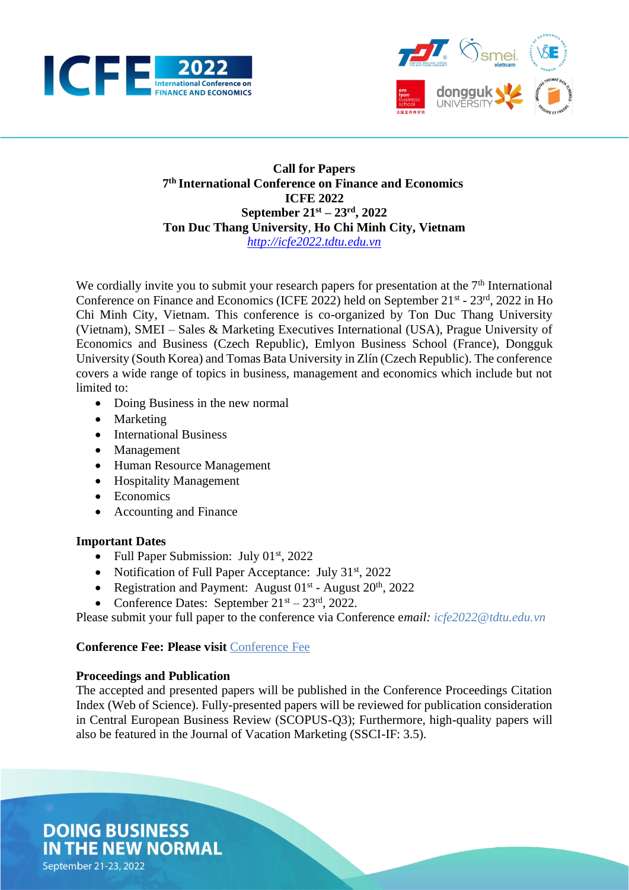# Call for Papers

## 7th International Conference on Finance and Economics

## ICFE 2022

## September 21st – 23rd, 2022

## Ton Duc Thang University, Ho Chi Minh City, Vietnam

*http://icfe2022.tdtu.edu.vn*

We cordially invite you to submit your research papers for presentation at the 7th International Conference on Finance and Economics (ICFE 2022) held on September 21st - 23rd, 2022 in Ho Chi Minh City, Vietnam. This conference is co-organized by Ton Duc Thang University (Vietnam), SMEI – Sales & Marketing Executives International (USA), Prague University of Economics and Business (Czech Republic), Emlyon Business School (France), Dongguk University (South Korea) and Tomas Bata University in Zlín (Czech Republic). The conference covers a wide range of topics in business, management and economics which include but not limited to:

- Doing Business in the new normal
- Marketing
- International Business
- Management
- Human Resource Management
- Hospitality Management
- Economics
- Accounting and Finance

**Important Dates**

- Full Paper Submission: July 01st, 2022
- Notification of Full Paper Acceptance: July 31st, 2022
- Registration and Payment: August 01st - August 20th, 2022
- Conference Dates: September 21st – 23rd, 2022.

Please submit your full paper to the conference via Conference e*mail: icfe2022@tdtu.edu.vn*

**Conference Fee: Please visit** Conference Fee

**Proceedings and Publication**

The accepted and presented papers will be published in the Conference Proceedings Citation Index (Web of Science). Fully-presented papers will be reviewed for publication consideration in Central European Business Review (SCOPUS-Q3); Furthermore, high-quality papers will also be featured in the Journal of Vacation Marketing (SSCI-IF: 3.5).

**DOING BUSINESS IN THE NEW NORMAL**

September 21-23, 2022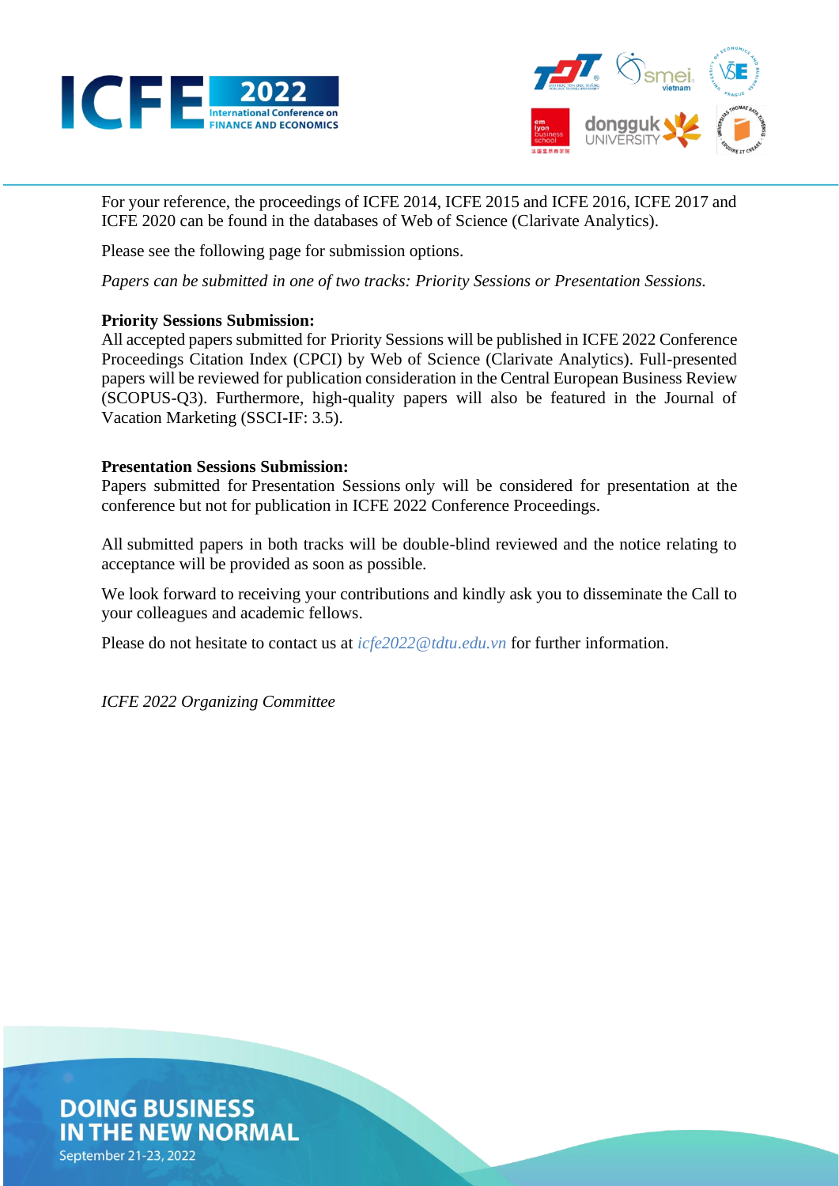For your reference, the proceedings of ICFE 2014, ICFE 2015 and ICFE 2016, ICFE 2017 and ICFE 2020 can be found in the databases of Web of Science (Clarivate Analytics).

Please see the following page for submission options.

*Papers can be submitted in one of two tracks: Priority Sessions or Presentation Sessions.*

**Priority Sessions Submission:**
All accepted papers submitted for Priority Sessions will be published in ICFE 2022 Conference Proceedings Citation Index (CPCI) by Web of Science (Clarivate Analytics). Full-presented papers will be reviewed for publication consideration in the Central European Business Review (SCOPUS-Q3). Furthermore, high-quality papers will also be featured in the Journal of Vacation Marketing (SSCI-IF: 3.5).

**Presentation Sessions Submission:**
Papers submitted for Presentation Sessions only will be considered for presentation at the conference but not for publication in ICFE 2022 Conference Proceedings.

All submitted papers in both tracks will be double-blind reviewed and the notice relating to acceptance will be provided as soon as possible.

We look forward to receiving your contributions and kindly ask you to disseminate the Call to your colleagues and academic fellows.

Please do not hesitate to contact us at *icfe2022@tdtu.edu.vn* for further information.

*ICFE 2022 Organizing Committee*